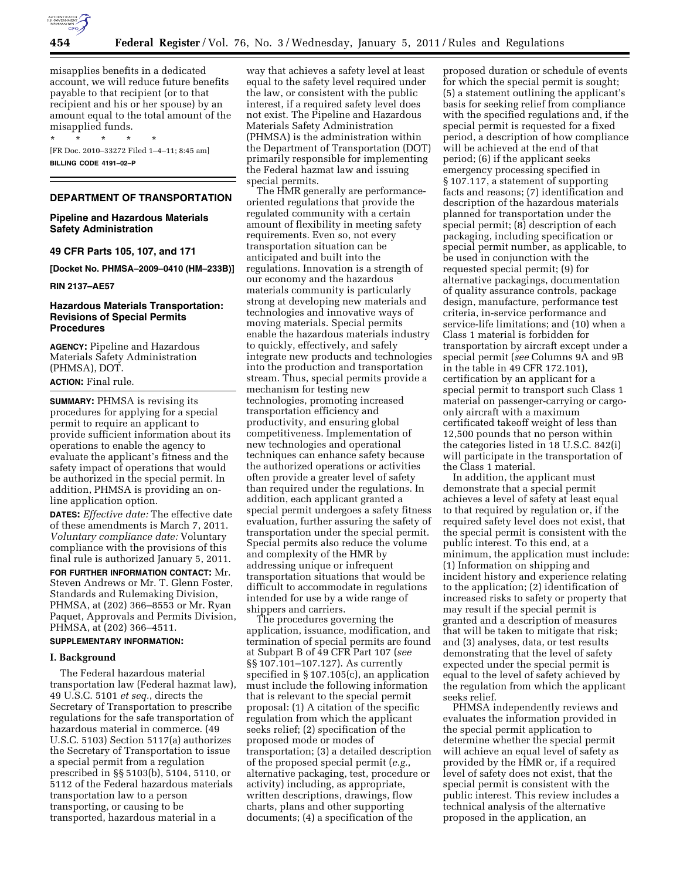misapplies benefits in a dedicated account, we will reduce future benefits payable to that recipient (or to that recipient and his or her spouse) by an amount equal to the total amount of the misapplied funds.

\* \* \* \* \*

[FR Doc. 2010–33272 Filed 1–4–11; 8:45 am]

**BILLING CODE 4191–02–P**

## DEPARTMENT OF TRANSPORTATION

### Pipeline and Hazardous Materials Safety Administration

### 49 CFR Parts 105, 107, and 171

**[Docket No. PHMSA–2009–0410 (HM–233B)]**

**RIN 2137–AE57**

### Hazardous Materials Transportation: Revisions of Special Permits Procedures

**AGENCY:** Pipeline and Hazardous Materials Safety Administration (PHMSA), DOT.

**ACTION:** Final rule.

**SUMMARY:** PHMSA is revising its procedures for applying for a special permit to require an applicant to provide sufficient information about its operations to enable the agency to evaluate the applicant's fitness and the safety impact of operations that would be authorized in the special permit. In addition, PHMSA is providing an on-line application option.

**DATES:** *Effective date:* The effective date of these amendments is March 7, 2011. *Voluntary compliance date:* Voluntary compliance with the provisions of this final rule is authorized January 5, 2011.

**FOR FURTHER INFORMATION CONTACT:** Mr. Steven Andrews or Mr. T. Glenn Foster, Standards and Rulemaking Division, PHMSA, at (202) 366–8553 or Mr. Ryan Paquet, Approvals and Permits Division, PHMSA, at (202) 366–4511.

**SUPPLEMENTARY INFORMATION:**

#### I. Background

The Federal hazardous material transportation law (Federal hazmat law), 49 U.S.C. 5101 *et seq.*, directs the Secretary of Transportation to prescribe regulations for the safe transportation of hazardous material in commerce. (49 U.S.C. 5103) Section 5117(a) authorizes the Secretary of Transportation to issue a special permit from a regulation prescribed in §§ 5103(b), 5104, 5110, or 5112 of the Federal hazardous materials transportation law to a person transporting, or causing to be transported, hazardous material in a way that achieves a safety level at least equal to the safety level required under the law, or consistent with the public interest, if a required safety level does not exist. The Pipeline and Hazardous Materials Safety Administration (PHMSA) is the administration within the Department of Transportation (DOT) primarily responsible for implementing the Federal hazmat law and issuing special permits.

The HMR generally are performance-oriented regulations that provide the regulated community with a certain amount of flexibility in meeting safety requirements. Even so, not every transportation situation can be anticipated and built into the regulations. Innovation is a strength of our economy and the hazardous materials community is particularly strong at developing new materials and technologies and innovative ways of moving materials. Special permits enable the hazardous materials industry to quickly, effectively, and safely integrate new products and technologies into the production and transportation stream. Thus, special permits provide a mechanism for testing new technologies, promoting increased transportation efficiency and productivity, and ensuring global competitiveness. Implementation of new technologies and operational techniques can enhance safety because the authorized operations or activities often provide a greater level of safety than required under the regulations. In addition, each applicant granted a special permit undergoes a safety fitness evaluation, further assuring the safety of transportation under the special permit. Special permits also reduce the volume and complexity of the HMR by addressing unique or infrequent transportation situations that would be difficult to accommodate in regulations intended for use by a wide range of shippers and carriers.

The procedures governing the application, issuance, modification, and termination of special permits are found at Subpart B of 49 CFR Part 107 (*see* §§ 107.101–107.127). As currently specified in § 107.105(c), an application must include the following information that is relevant to the special permit proposal: (1) A citation of the specific regulation from which the applicant seeks relief; (2) specification of the proposed mode or modes of transportation; (3) a detailed description of the proposed special permit (*e.g.*, alternative packaging, test, procedure or activity) including, as appropriate, written descriptions, drawings, flow charts, plans and other supporting documents; (4) a specification of the proposed duration or schedule of events for which the special permit is sought; (5) a statement outlining the applicant's basis for seeking relief from compliance with the specified regulations and, if the special permit is requested for a fixed period, a description of how compliance will be achieved at the end of that period; (6) if the applicant seeks emergency processing specified in § 107.117, a statement of supporting facts and reasons; (7) identification and description of the hazardous materials planned for transportation under the special permit; (8) description of each packaging, including specification or special permit number, as applicable, to be used in conjunction with the requested special permit; (9) for alternative packagings, documentation of quality assurance controls, package design, manufacture, performance test criteria, in-service performance and service-life limitations; and (10) when a Class 1 material is forbidden for transportation by aircraft except under a special permit (*see* Columns 9A and 9B in the table in 49 CFR 172.101), certification by an applicant for a special permit to transport such Class 1 material on passenger-carrying or cargo-only aircraft with a maximum certificated takeoff weight of less than 12,500 pounds that no person within the categories listed in 18 U.S.C. 842(i) will participate in the transportation of the Class 1 material.

In addition, the applicant must demonstrate that a special permit achieves a level of safety at least equal to that required by regulation or, if the required safety level does not exist, that the special permit is consistent with the public interest. To this end, at a minimum, the application must include: (1) Information on shipping and incident history and experience relating to the application; (2) identification of increased risks to safety or property that may result if the special permit is granted and a description of measures that will be taken to mitigate that risk; and (3) analyses, data, or test results demonstrating that the level of safety expected under the special permit is equal to the level of safety achieved by the regulation from which the applicant seeks relief.

PHMSA independently reviews and evaluates the information provided in the special permit application to determine whether the special permit will achieve an equal level of safety as provided by the HMR or, if a required level of safety does not exist, that the special permit is consistent with the public interest. This review includes a technical analysis of the alternative proposed in the application, an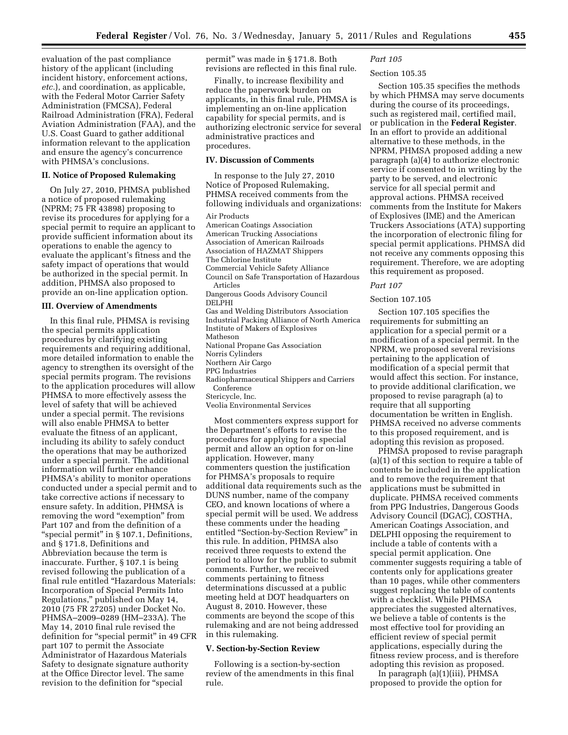evaluation of the past compliance history of the applicant (including incident history, enforcement actions, *etc.*), and coordination, as applicable, with the Federal Motor Carrier Safety Administration (FMCSA), Federal Railroad Administration (FRA), Federal Aviation Administration (FAA), and the U.S. Coast Guard to gather additional information relevant to the application and ensure the agency's concurrence with PHMSA's conclusions.

## II. Notice of Proposed Rulemaking

On July 27, 2010, PHMSA published a notice of proposed rulemaking (NPRM; 75 FR 43898) proposing to revise its procedures for applying for a special permit to require an applicant to provide sufficient information about its operations to enable the agency to evaluate the applicant's fitness and the safety impact of operations that would be authorized in the special permit. In addition, PHMSA also proposed to provide an on-line application option.

## III. Overview of Amendments

In this final rule, PHMSA is revising the special permits application procedures by clarifying existing requirements and requiring additional, more detailed information to enable the agency to strengthen its oversight of the special permits program. The revisions to the application procedures will allow PHMSA to more effectively assess the level of safety that will be achieved under a special permit. The revisions will also enable PHMSA to better evaluate the fitness of an applicant, including its ability to safely conduct the operations that may be authorized under a special permit. The additional information will further enhance PHMSA's ability to monitor operations conducted under a special permit and to take corrective actions if necessary to ensure safety. In addition, PHMSA is removing the word "exemption" from Part 107 and from the definition of a "special permit" in § 107.1, Definitions, and § 171.8, Definitions and Abbreviation because the term is inaccurate. Further, § 107.1 is being revised following the publication of a final rule entitled "Hazardous Materials: Incorporation of Special Permits Into Regulations," published on May 14, 2010 (75 FR 27205) under Docket No. PHMSA–2009–0289 (HM–233A). The May 14, 2010 final rule revised the definition for "special permit" in 49 CFR part 107 to permit the Associate Administrator of Hazardous Materials Safety to designate signature authority at the Office Director level. The same revision to the definition for "special permit" was made in § 171.8. Both revisions are reflected in this final rule.

Finally, to increase flexibility and reduce the paperwork burden on applicants, in this final rule, PHMSA is implementing an on-line application capability for special permits, and is authorizing electronic service for several administrative practices and procedures.

## IV. Discussion of Comments

In response to the July 27, 2010 Notice of Proposed Rulemaking, PHMSA received comments from the following individuals and organizations:

Air Products
American Coatings Association
American Trucking Associations
Association of American Railroads
Association of HAZMAT Shippers
The Chlorine Institute
Commercial Vehicle Safety Alliance
Council on Safe Transportation of Hazardous Articles
Dangerous Goods Advisory Council
DELPHI
Gas and Welding Distributors Association
Industrial Packing Alliance of North America
Institute of Makers of Explosives
Matheson
National Propane Gas Association
Norris Cylinders
Northern Air Cargo
PPG Industries
Radiopharmaceutical Shippers and Carriers Conference
Stericycle, Inc.
Veolia Environmental Services

Most commenters express support for the Department's efforts to revise the procedures for applying for a special permit and allow an option for on-line application. However, many commenters question the justification for PHMSA's proposals to require additional data requirements such as the DUNS number, name of the company CEO, and known locations of where a special permit will be used. We address these comments under the heading entitled "Section-by-Section Review" in this rule. In addition, PHMSA also received three requests to extend the period to allow for the public to submit comments. Further, we received comments pertaining to fitness determinations discussed at a public meeting held at DOT headquarters on August 8, 2010. However, these comments are beyond the scope of this rulemaking and are not being addressed in this rulemaking.

## V. Section-by-Section Review

Following is a section-by-section review of the amendments in this final rule.

*Part 105*

Section 105.35

Section 105.35 specifies the methods by which PHMSA may serve documents during the course of its proceedings, such as registered mail, certified mail, or publication in the **Federal Register**. In an effort to provide an additional alternative to these methods, in the NPRM, PHMSA proposed adding a new paragraph (a)(4) to authorize electronic service if consented to in writing by the party to be served, and electronic service for all special permit and approval actions. PHMSA received comments from the Institute for Makers of Explosives (IME) and the American Truckers Associations (ATA) supporting the incorporation of electronic filing for special permit applications. PHMSA did not receive any comments opposing this requirement. Therefore, we are adopting this requirement as proposed.

*Part 107*

Section 107.105

Section 107.105 specifies the requirements for submitting an application for a special permit or a modification of a special permit. In the NPRM, we proposed several revisions pertaining to the application of modification of a special permit that would affect this section. For instance, to provide additional clarification, we proposed to revise paragraph (a) to require that all supporting documentation be written in English. PHMSA received no adverse comments to this proposed requirement, and is adopting this revision as proposed.

PHMSA proposed to revise paragraph (a)(1) of this section to require a table of contents be included in the application and to remove the requirement that applications must be submitted in duplicate. PHMSA received comments from PPG Industries, Dangerous Goods Advisory Council (DGAC), COSTHA, American Coatings Association, and DELPHI opposing the requirement to include a table of contents with a special permit application. One commenter suggests requiring a table of contents only for applications greater than 10 pages, while other commenters suggest replacing the table of contents with a checklist. While PHMSA appreciates the suggested alternatives, we believe a table of contents is the most effective tool for providing an efficient review of special permit applications, especially during the fitness review process, and is therefore adopting this revision as proposed.

In paragraph (a)(1)(iii), PHMSA proposed to provide the option for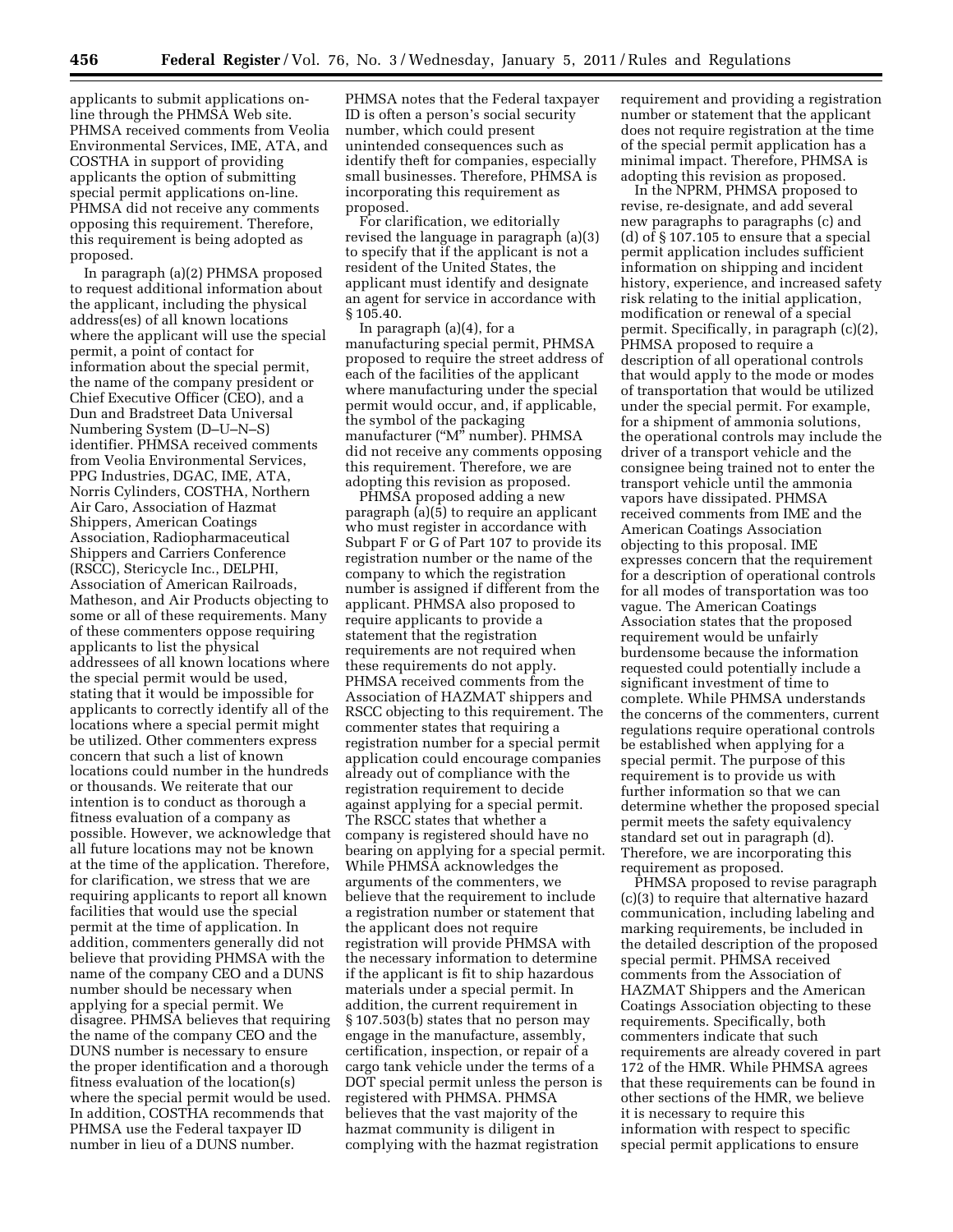applicants to submit applications on-line through the PHMSA Web site. PHMSA received comments from Veolia Environmental Services, IME, ATA, and COSTHA in support of providing applicants the option of submitting special permit applications on-line. PHMSA did not receive any comments opposing this requirement. Therefore, this requirement is being adopted as proposed.

In paragraph (a)(2) PHMSA proposed to request additional information about the applicant, including the physical address(es) of all known locations where the applicant will use the special permit, a point of contact for information about the special permit, the name of the company president or Chief Executive Officer (CEO), and a Dun and Bradstreet Data Universal Numbering System (D–U–N–S) identifier. PHMSA received comments from Veolia Environmental Services, PPG Industries, DGAC, IME, ATA, Norris Cylinders, COSTHA, Northern Air Caro, Association of Hazmat Shippers, American Coatings Association, Radiopharmaceutical Shippers and Carriers Conference (RSCC), Stericycle Inc., DELPHI, Association of American Railroads, Matheson, and Air Products objecting to some or all of these requirements. Many of these commenters oppose requiring applicants to list the physical addressees of all known locations where the special permit would be used, stating that it would be impossible for applicants to correctly identify all of the locations where a special permit might be utilized. Other commenters express concern that such a list of known locations could number in the hundreds or thousands. We reiterate that our intention is to conduct as thorough a fitness evaluation of a company as possible. However, we acknowledge that all future locations may not be known at the time of the application. Therefore, for clarification, we stress that we are requiring applicants to report all known facilities that would use the special permit at the time of application. In addition, commenters generally did not believe that providing PHMSA with the name of the company CEO and a DUNS number should be necessary when applying for a special permit. We disagree. PHMSA believes that requiring the name of the company CEO and the DUNS number is necessary to ensure the proper identification and a thorough fitness evaluation of the location(s) where the special permit would be used. In addition, COSTHA recommends that PHMSA use the Federal taxpayer ID number in lieu of a DUNS number. PHMSA notes that the Federal taxpayer ID is often a person's social security number, which could present unintended consequences such as identify theft for companies, especially small businesses. Therefore, PHMSA is incorporating this requirement as proposed.

For clarification, we editorially revised the language in paragraph (a)(3) to specify that if the applicant is not a resident of the United States, the applicant must identify and designate an agent for service in accordance with § 105.40.

In paragraph (a)(4), for a manufacturing special permit, PHMSA proposed to require the street address of each of the facilities of the applicant where manufacturing under the special permit would occur, and, if applicable, the symbol of the packaging manufacturer ("M" number). PHMSA did not receive any comments opposing this requirement. Therefore, we are adopting this revision as proposed.

PHMSA proposed adding a new paragraph (a)(5) to require an applicant who must register in accordance with Subpart F or G of Part 107 to provide its registration number or the name of the company to which the registration number is assigned if different from the applicant. PHMSA also proposed to require applicants to provide a statement that the registration requirements are not required when these requirements do not apply. PHMSA received comments from the Association of HAZMAT shippers and RSCC objecting to this requirement. The commenter states that requiring a registration number for a special permit application could encourage companies already out of compliance with the registration requirement to decide against applying for a special permit. The RSCC states that whether a company is registered should have no bearing on applying for a special permit. While PHMSA acknowledges the arguments of the commenters, we believe that the requirement to include a registration number or statement that the applicant does not require registration will provide PHMSA with the necessary information to determine if the applicant is fit to ship hazardous materials under a special permit. In addition, the current requirement in § 107.503(b) states that no person may engage in the manufacture, assembly, certification, inspection, or repair of a cargo tank vehicle under the terms of a DOT special permit unless the person is registered with PHMSA. PHMSA believes that the vast majority of the hazmat community is diligent in complying with the hazmat registration requirement and providing a registration number or statement that the applicant does not require registration at the time of the special permit application has a minimal impact. Therefore, PHMSA is adopting this revision as proposed.

In the NPRM, PHMSA proposed to revise, re-designate, and add several new paragraphs to paragraphs (c) and (d) of § 107.105 to ensure that a special permit application includes sufficient information on shipping and incident history, experience, and increased safety risk relating to the initial application, modification or renewal of a special permit. Specifically, in paragraph (c)(2), PHMSA proposed to require a description of all operational controls that would apply to the mode or modes of transportation that would be utilized under the special permit. For example, for a shipment of ammonia solutions, the operational controls may include the driver of a transport vehicle and the consignee being trained not to enter the transport vehicle until the ammonia vapors have dissipated. PHMSA received comments from IME and the American Coatings Association objecting to this proposal. IME expresses concern that the requirement for a description of operational controls for all modes of transportation was too vague. The American Coatings Association states that the proposed requirement would be unfairly burdensome because the information requested could potentially include a significant investment of time to complete. While PHMSA understands the concerns of the commenters, current regulations require operational controls be established when applying for a special permit. The purpose of this requirement is to provide us with further information so that we can determine whether the proposed special permit meets the safety equivalency standard set out in paragraph (d). Therefore, we are incorporating this requirement as proposed.

PHMSA proposed to revise paragraph (c)(3) to require that alternative hazard communication, including labeling and marking requirements, be included in the detailed description of the proposed special permit. PHMSA received comments from the Association of HAZMAT Shippers and the American Coatings Association objecting to these requirements. Specifically, both commenters indicate that such requirements are already covered in part 172 of the HMR. While PHMSA agrees that these requirements can be found in other sections of the HMR, we believe it is necessary to require this information with respect to specific special permit applications to ensure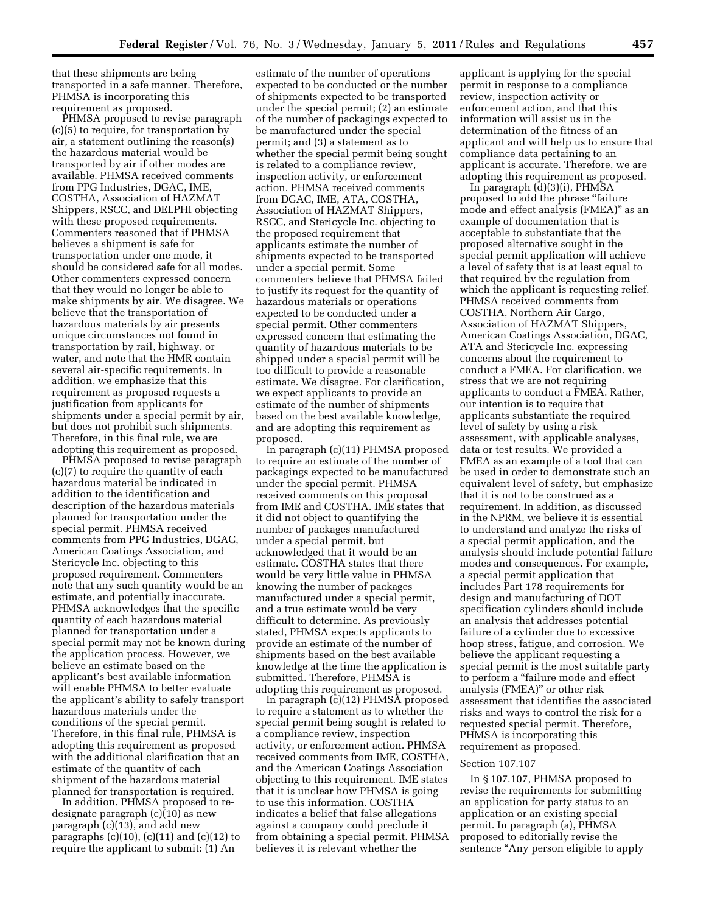that these shipments are being transported in a safe manner. Therefore, PHMSA is incorporating this requirement as proposed.

PHMSA proposed to revise paragraph (c)(5) to require, for transportation by air, a statement outlining the reason(s) the hazardous material would be transported by air if other modes are available. PHMSA received comments from PPG Industries, DGAC, IME, COSTHA, Association of HAZMAT Shippers, RSCC, and DELPHI objecting with these proposed requirements. Commenters reasoned that if PHMSA believes a shipment is safe for transportation under one mode, it should be considered safe for all modes. Other commenters expressed concern that they would no longer be able to make shipments by air. We disagree. We believe that the transportation of hazardous materials by air presents unique circumstances not found in transportation by rail, highway, or water, and note that the HMR contain several air-specific requirements. In addition, we emphasize that this requirement as proposed requests a justification from applicants for shipments under a special permit by air, but does not prohibit such shipments. Therefore, in this final rule, we are adopting this requirement as proposed.

PHMSA proposed to revise paragraph (c)(7) to require the quantity of each hazardous material be indicated in addition to the identification and description of the hazardous materials planned for transportation under the special permit. PHMSA received comments from PPG Industries, DGAC, American Coatings Association, and Stericycle Inc. objecting to this proposed requirement. Commenters note that any such quantity would be an estimate, and potentially inaccurate. PHMSA acknowledges that the specific quantity of each hazardous material planned for transportation under a special permit may not be known during the application process. However, we believe an estimate based on the applicant's best available information will enable PHMSA to better evaluate the applicant's ability to safely transport hazardous materials under the conditions of the special permit. Therefore, in this final rule, PHMSA is adopting this requirement as proposed with the additional clarification that an estimate of the quantity of each shipment of the hazardous material planned for transportation is required.

In addition, PHMSA proposed to re-designate paragraph (c)(10) as new paragraph (c)(13), and add new paragraphs (c)(10), (c)(11) and (c)(12) to require the applicant to submit: (1) An estimate of the number of operations expected to be conducted or the number of shipments expected to be transported under the special permit; (2) an estimate of the number of packagings expected to be manufactured under the special permit; and (3) a statement as to whether the special permit being sought is related to a compliance review, inspection activity, or enforcement action. PHMSA received comments from DGAC, IME, ATA, COSTHA, Association of HAZMAT Shippers, RSCC, and Stericycle Inc. objecting to the proposed requirement that applicants estimate the number of shipments expected to be transported under a special permit. Some commenters believe that PHMSA failed to justify its request for the quantity of hazardous materials or operations expected to be conducted under a special permit. Other commenters expressed concern that estimating the quantity of hazardous materials to be shipped under a special permit will be too difficult to provide a reasonable estimate. We disagree. For clarification, we expect applicants to provide an estimate of the number of shipments based on the best available knowledge, and are adopting this requirement as proposed.

In paragraph (c)(11) PHMSA proposed to require an estimate of the number of packagings expected to be manufactured under the special permit. PHMSA received comments on this proposal from IME and COSTHA. IME states that it did not object to quantifying the number of packages manufactured under a special permit, but acknowledged that it would be an estimate. COSTHA states that there would be very little value in PHMSA knowing the number of packages manufactured under a special permit, and a true estimate would be very difficult to determine. As previously stated, PHMSA expects applicants to provide an estimate of the number of shipments based on the best available knowledge at the time the application is submitted. Therefore, PHMSA is adopting this requirement as proposed.

In paragraph (c)(12) PHMSA proposed to require a statement as to whether the special permit being sought is related to a compliance review, inspection activity, or enforcement action. PHMSA received comments from IME, COSTHA, and the American Coatings Association objecting to this requirement. IME states that it is unclear how PHMSA is going to use this information. COSTHA indicates a belief that false allegations against a company could preclude it from obtaining a special permit. PHMSA believes it is relevant whether the applicant is applying for the special permit in response to a compliance review, inspection activity or enforcement action, and that this information will assist us in the determination of the fitness of an applicant and will help us to ensure that compliance data pertaining to an applicant is accurate. Therefore, we are adopting this requirement as proposed.

In paragraph (d)(3)(i), PHMSA proposed to add the phrase "failure mode and effect analysis (FMEA)" as an example of documentation that is acceptable to substantiate that the proposed alternative sought in the special permit application will achieve a level of safety that is at least equal to that required by the regulation from which the applicant is requesting relief. PHMSA received comments from COSTHA, Northern Air Cargo, Association of HAZMAT Shippers, American Coatings Association, DGAC, ATA and Stericycle Inc. expressing concerns about the requirement to conduct a FMEA. For clarification, we stress that we are not requiring applicants to conduct a FMEA. Rather, our intention is to require that applicants substantiate the required level of safety by using a risk assessment, with applicable analyses, data or test results. We provided a FMEA as an example of a tool that can be used in order to demonstrate such an equivalent level of safety, but emphasize that it is not to be construed as a requirement. In addition, as discussed in the NPRM, we believe it is essential to understand and analyze the risks of a special permit application, and the analysis should include potential failure modes and consequences. For example, a special permit application that includes Part 178 requirements for design and manufacturing of DOT specification cylinders should include an analysis that addresses potential failure of a cylinder due to excessive hoop stress, fatigue, and corrosion. We believe the applicant requesting a special permit is the most suitable party to perform a "failure mode and effect analysis (FMEA)" or other risk assessment that identifies the associated risks and ways to control the risk for a requested special permit. Therefore, PHMSA is incorporating this requirement as proposed.

### Section 107.107

In § 107.107, PHMSA proposed to revise the requirements for submitting an application for party status to an application or an existing special permit. In paragraph (a), PHMSA proposed to editorially revise the sentence "Any person eligible to apply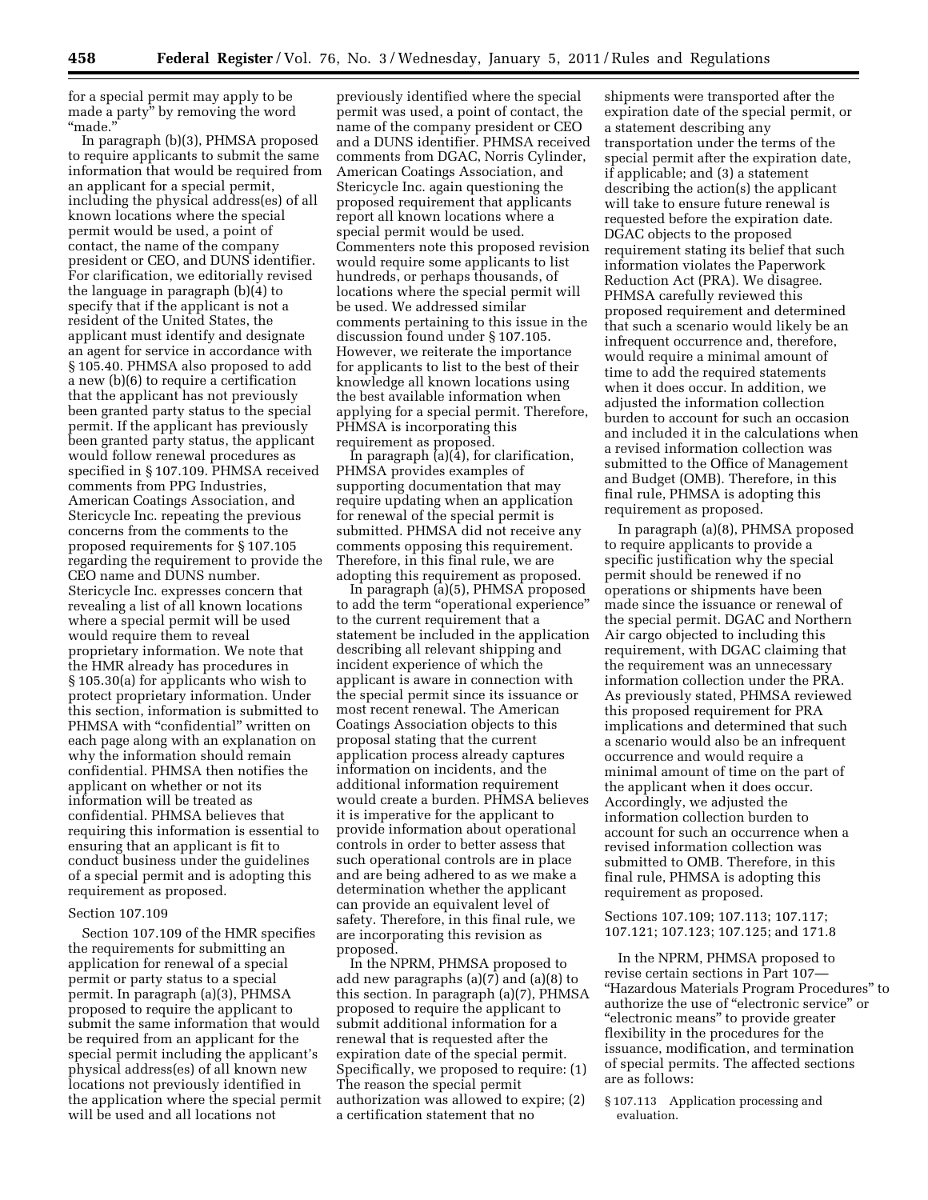for a special permit may apply to be made a party" by removing the word "made."

In paragraph (b)(3), PHMSA proposed to require applicants to submit the same information that would be required from an applicant for a special permit, including the physical address(es) of all known locations where the special permit would be used, a point of contact, the name of the company president or CEO, and DUNS identifier. For clarification, we editorially revised the language in paragraph (b)(4) to specify that if the applicant is not a resident of the United States, the applicant must identify and designate an agent for service in accordance with § 105.40. PHMSA also proposed to add a new (b)(6) to require a certification that the applicant has not previously been granted party status to the special permit. If the applicant has previously been granted party status, the applicant would follow renewal procedures as specified in § 107.109. PHMSA received comments from PPG Industries, American Coatings Association, and Stericycle Inc. repeating the previous concerns from the comments to the proposed requirements for § 107.105 regarding the requirement to provide the CEO name and DUNS number. Stericycle Inc. expresses concern that revealing a list of all known locations where a special permit will be used would require them to reveal proprietary information. We note that the HMR already has procedures in § 105.30(a) for applicants who wish to protect proprietary information. Under this section, information is submitted to PHMSA with "confidential" written on each page along with an explanation on why the information should remain confidential. PHMSA then notifies the applicant on whether or not its information will be treated as confidential. PHMSA believes that requiring this information is essential to ensuring that an applicant is fit to conduct business under the guidelines of a special permit and is adopting this requirement as proposed.

Section 107.109

Section 107.109 of the HMR specifies the requirements for submitting an application for renewal of a special permit or party status to a special permit. In paragraph (a)(3), PHMSA proposed to require the applicant to submit the same information that would be required from an applicant for the special permit including the applicant's physical address(es) of all known new locations not previously identified in the application where the special permit will be used and all locations not previously identified where the special permit was used, a point of contact, the name of the company president or CEO and a DUNS identifier. PHMSA received comments from DGAC, Norris Cylinder, American Coatings Association, and Stericycle Inc. again questioning the proposed requirement that applicants report all known locations where a special permit would be used. Commenters note this proposed revision would require some applicants to list hundreds, or perhaps thousands, of locations where the special permit will be used. We addressed similar comments pertaining to this issue in the discussion found under § 107.105. However, we reiterate the importance for applicants to list to the best of their knowledge all known locations using the best available information when applying for a special permit. Therefore, PHMSA is incorporating this requirement as proposed.

In paragraph (a)(4), for clarification, PHMSA provides examples of supporting documentation that may require updating when an application for renewal of the special permit is submitted. PHMSA did not receive any comments opposing this requirement. Therefore, in this final rule, we are adopting this requirement as proposed.

In paragraph (a)(5), PHMSA proposed to add the term "operational experience" to the current requirement that a statement be included in the application describing all relevant shipping and incident experience of which the applicant is aware in connection with the special permit since its issuance or most recent renewal. The American Coatings Association objects to this proposal stating that the current application process already captures information on incidents, and the additional information requirement would create a burden. PHMSA believes it is imperative for the applicant to provide information about operational controls in order to better assess that such operational controls are in place and are being adhered to as we make a determination whether the applicant can provide an equivalent level of safety. Therefore, in this final rule, we are incorporating this revision as proposed.

In the NPRM, PHMSA proposed to add new paragraphs (a)(7) and (a)(8) to this section. In paragraph (a)(7), PHMSA proposed to require the applicant to submit additional information for a renewal that is requested after the expiration date of the special permit. Specifically, we proposed to require: (1) The reason the special permit authorization was allowed to expire; (2) a certification statement that no shipments were transported after the expiration date of the special permit, or a statement describing any transportation under the terms of the special permit after the expiration date, if applicable; and (3) a statement describing the action(s) the applicant will take to ensure future renewal is requested before the expiration date. DGAC objects to the proposed requirement stating its belief that such information violates the Paperwork Reduction Act (PRA). We disagree. PHMSA carefully reviewed this proposed requirement and determined that such a scenario would likely be an infrequent occurrence and, therefore, would require a minimal amount of time to add the required statements when it does occur. In addition, we adjusted the information collection burden to account for such an occasion and included it in the calculations when a revised information collection was submitted to the Office of Management and Budget (OMB). Therefore, in this final rule, PHMSA is adopting this requirement as proposed.

In paragraph (a)(8), PHMSA proposed to require applicants to provide a specific justification why the special permit should be renewed if no operations or shipments have been made since the issuance or renewal of the special permit. DGAC and Northern Air cargo objected to including this requirement, with DGAC claiming that the requirement was an unnecessary information collection under the PRA. As previously stated, PHMSA reviewed this proposed requirement for PRA implications and determined that such a scenario would also be an infrequent occurrence and would require a minimal amount of time on the part of the applicant when it does occur. Accordingly, we adjusted the information collection burden to account for such an occurrence when a revised information collection was submitted to OMB. Therefore, in this final rule, PHMSA is adopting this requirement as proposed.

Sections 107.109; 107.113; 107.117; 107.121; 107.123; 107.125; and 171.8

In the NPRM, PHMSA proposed to revise certain sections in Part 107—"Hazardous Materials Program Procedures" to authorize the use of "electronic service" or "electronic means" to provide greater flexibility in the procedures for the issuance, modification, and termination of special permits. The affected sections are as follows:

§ 107.113 Application processing and evaluation.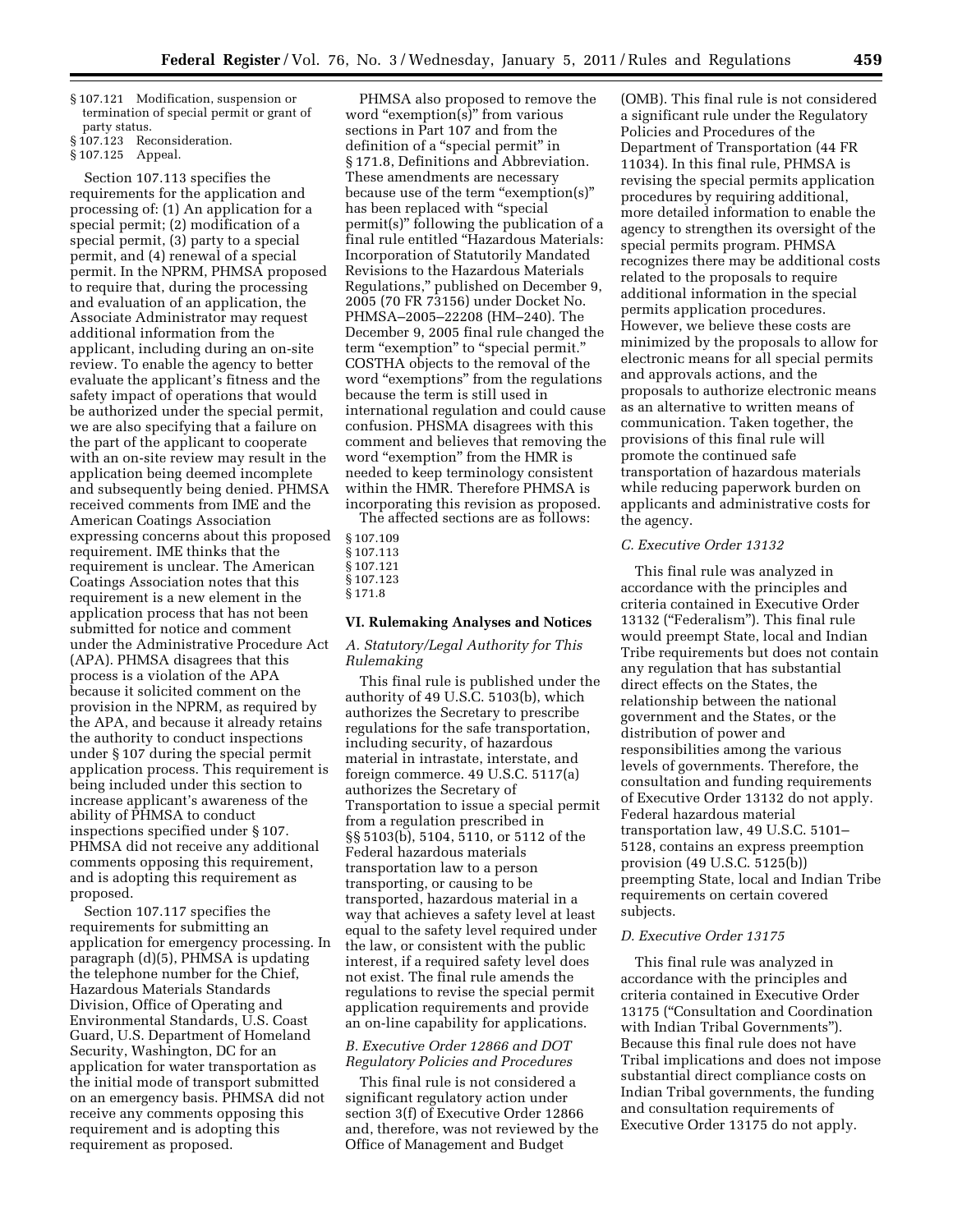§ 107.121 Modification, suspension or termination of special permit or grant of party status.
§ 107.123 Reconsideration.
§ 107.125 Appeal.

Section 107.113 specifies the requirements for the application and processing of: (1) An application for a special permit; (2) modification of a special permit, (3) party to a special permit, and (4) renewal of a special permit. In the NPRM, PHMSA proposed to require that, during the processing and evaluation of an application, the Associate Administrator may request additional information from the applicant, including during an on-site review. To enable the agency to better evaluate the applicant's fitness and the safety impact of operations that would be authorized under the special permit, we are also specifying that a failure on the part of the applicant to cooperate with an on-site review may result in the application being deemed incomplete and subsequently being denied. PHMSA received comments from IME and the American Coatings Association expressing concerns about this proposed requirement. IME thinks that the requirement is unclear. The American Coatings Association notes that this requirement is a new element in the application process that has not been submitted for notice and comment under the Administrative Procedure Act (APA). PHMSA disagrees that this process is a violation of the APA because it solicited comment on the provision in the NPRM, as required by the APA, and because it already retains the authority to conduct inspections under § 107 during the special permit application process. This requirement is being included under this section to increase applicant's awareness of the ability of PHMSA to conduct inspections specified under § 107. PHMSA did not receive any additional comments opposing this requirement, and is adopting this requirement as proposed.

Section 107.117 specifies the requirements for submitting an application for emergency processing. In paragraph (d)(5), PHMSA is updating the telephone number for the Chief, Hazardous Materials Standards Division, Office of Operating and Environmental Standards, U.S. Coast Guard, U.S. Department of Homeland Security, Washington, DC for an application for water transportation as the initial mode of transport submitted on an emergency basis. PHMSA did not receive any comments opposing this requirement and is adopting this requirement as proposed.

PHMSA also proposed to remove the word "exemption(s)" from various sections in Part 107 and from the definition of a "special permit" in § 171.8, Definitions and Abbreviation. These amendments are necessary because use of the term "exemption(s)" has been replaced with "special permit(s)" following the publication of a final rule entitled "Hazardous Materials: Incorporation of Statutorily Mandated Revisions to the Hazardous Materials Regulations," published on December 9, 2005 (70 FR 73156) under Docket No. PHMSA–2005–22208 (HM–240). The December 9, 2005 final rule changed the term "exemption" to "special permit." COSTHA objects to the removal of the word "exemptions" from the regulations because the term is still used in international regulation and could cause confusion. PHSMA disagrees with this comment and believes that removing the word "exemption" from the HMR is needed to keep terminology consistent within the HMR. Therefore PHMSA is incorporating this revision as proposed.

The affected sections are as follows:

§ 107.109
§ 107.113
§ 107.121
§ 107.123
§ 171.8

## VI. Rulemaking Analyses and Notices

### *A. Statutory/Legal Authority for This Rulemaking*

This final rule is published under the authority of 49 U.S.C. 5103(b), which authorizes the Secretary to prescribe regulations for the safe transportation, including security, of hazardous material in intrastate, interstate, and foreign commerce. 49 U.S.C. 5117(a) authorizes the Secretary of Transportation to issue a special permit from a regulation prescribed in §§ 5103(b), 5104, 5110, or 5112 of the Federal hazardous materials transportation law to a person transporting, or causing to be transported, hazardous material in a way that achieves a safety level at least equal to the safety level required under the law, or consistent with the public interest, if a required safety level does not exist. The final rule amends the regulations to revise the special permit application requirements and provide an on-line capability for applications.

### *B. Executive Order 12866 and DOT Regulatory Policies and Procedures*

This final rule is not considered a significant regulatory action under section 3(f) of Executive Order 12866 and, therefore, was not reviewed by the Office of Management and Budget (OMB). This final rule is not considered a significant rule under the Regulatory Policies and Procedures of the Department of Transportation (44 FR 11034). In this final rule, PHMSA is revising the special permits application procedures by requiring additional, more detailed information to enable the agency to strengthen its oversight of the special permits program. PHMSA recognizes there may be additional costs related to the proposals to require additional information in the special permits application procedures. However, we believe these costs are minimized by the proposals to allow for electronic means for all special permits and approvals actions, and the proposals to authorize electronic means as an alternative to written means of communication. Taken together, the provisions of this final rule will promote the continued safe transportation of hazardous materials while reducing paperwork burden on applicants and administrative costs for the agency.

### *C. Executive Order 13132*

This final rule was analyzed in accordance with the principles and criteria contained in Executive Order 13132 ("Federalism"). This final rule would preempt State, local and Indian Tribe requirements but does not contain any regulation that has substantial direct effects on the States, the relationship between the national government and the States, or the distribution of power and responsibilities among the various levels of governments. Therefore, the consultation and funding requirements of Executive Order 13132 do not apply. Federal hazardous material transportation law, 49 U.S.C. 5101–5128, contains an express preemption provision (49 U.S.C. 5125(b)) preempting State, local and Indian Tribe requirements on certain covered subjects.

### *D. Executive Order 13175*

This final rule was analyzed in accordance with the principles and criteria contained in Executive Order 13175 ("Consultation and Coordination with Indian Tribal Governments"). Because this final rule does not have Tribal implications and does not impose substantial direct compliance costs on Indian Tribal governments, the funding and consultation requirements of Executive Order 13175 do not apply.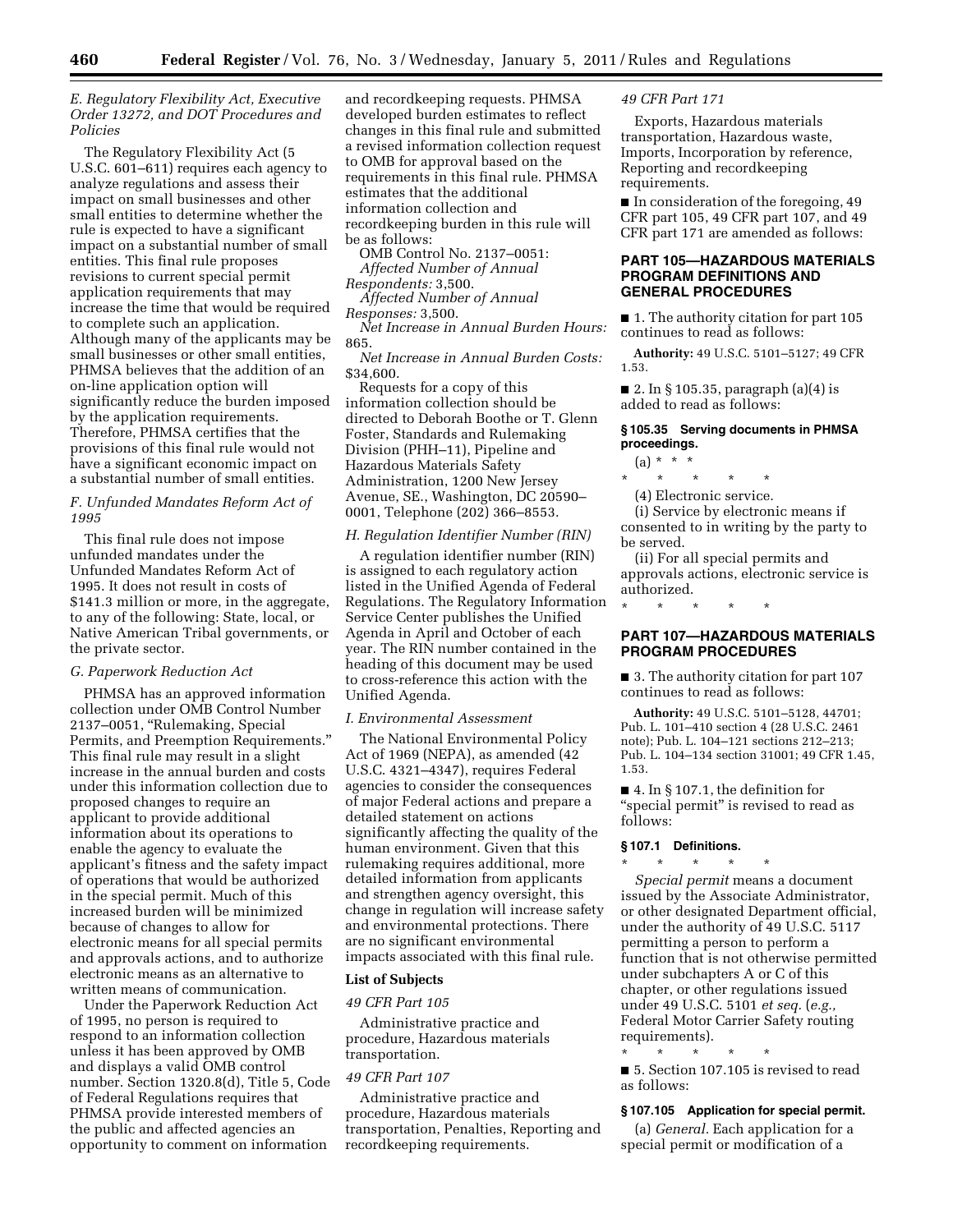### *E. Regulatory Flexibility Act, Executive Order 13272, and DOT Procedures and Policies*

The Regulatory Flexibility Act (5 U.S.C. 601–611) requires each agency to analyze regulations and assess their impact on small businesses and other small entities to determine whether the rule is expected to have a significant impact on a substantial number of small entities. This final rule proposes revisions to current special permit application requirements that may increase the time that would be required to complete such an application. Although many of the applicants may be small businesses or other small entities, PHMSA believes that the addition of an on-line application option will significantly reduce the burden imposed by the application requirements. Therefore, PHMSA certifies that the provisions of this final rule would not have a significant economic impact on a substantial number of small entities.

### *F. Unfunded Mandates Reform Act of 1995*

This final rule does not impose unfunded mandates under the Unfunded Mandates Reform Act of 1995. It does not result in costs of $141.3 million or more, in the aggregate, to any of the following: State, local, or Native American Tribal governments, or the private sector.

### *G. Paperwork Reduction Act*

PHMSA has an approved information collection under OMB Control Number 2137–0051, "Rulemaking, Special Permits, and Preemption Requirements." This final rule may result in a slight increase in the annual burden and costs under this information collection due to proposed changes to require an applicant to provide additional information about its operations to enable the agency to evaluate the applicant's fitness and the safety impact of operations that would be authorized in the special permit. Much of this increased burden will be minimized because of changes to allow for electronic means for all special permits and approvals actions, and to authorize electronic means as an alternative to written means of communication.

Under the Paperwork Reduction Act of 1995, no person is required to respond to an information collection unless it has been approved by OMB and displays a valid OMB control number. Section 1320.8(d), Title 5, Code of Federal Regulations requires that PHMSA provide interested members of the public and affected agencies an opportunity to comment on information and recordkeeping requests. PHMSA developed burden estimates to reflect changes in this final rule and submitted a revised information collection request to OMB for approval based on the requirements in this final rule. PHMSA estimates that the additional information collection and recordkeeping burden in this rule will be as follows:

OMB Control No. 2137–0051:

*Affected Number of Annual Respondents:* 3,500.

*Affected Number of Annual Responses:* 3,500.

*Net Increase in Annual Burden Hours:* 865.

*Net Increase in Annual Burden Costs:* $34,600.

Requests for a copy of this information collection should be directed to Deborah Boothe or T. Glenn Foster, Standards and Rulemaking Division (PHH–11), Pipeline and Hazardous Materials Safety Administration, 1200 New Jersey Avenue, SE., Washington, DC 20590–0001, Telephone (202) 366–8553.

### *H. Regulation Identifier Number (RIN)*

A regulation identifier number (RIN) is assigned to each regulatory action listed in the Unified Agenda of Federal Regulations. The Regulatory Information Service Center publishes the Unified Agenda in April and October of each year. The RIN number contained in the heading of this document may be used to cross-reference this action with the Unified Agenda.

### *I. Environmental Assessment*

The National Environmental Policy Act of 1969 (NEPA), as amended (42 U.S.C. 4321–4347), requires Federal agencies to consider the consequences of major Federal actions and prepare a detailed statement on actions significantly affecting the quality of the human environment. Given that this rulemaking requires additional, more detailed information from applicants and strengthen agency oversight, this change in regulation will increase safety and environmental protections. There are no significant environmental impacts associated with this final rule.

### List of Subjects

*49 CFR Part 105*

Administrative practice and procedure, Hazardous materials transportation.

*49 CFR Part 107*

Administrative practice and procedure, Hazardous materials transportation, Penalties, Reporting and recordkeeping requirements.

*49 CFR Part 171*

Exports, Hazardous materials transportation, Hazardous waste, Imports, Incorporation by reference, Reporting and recordkeeping requirements.

■ In consideration of the foregoing, 49 CFR part 105, 49 CFR part 107, and 49 CFR part 171 are amended as follows:

## PART 105—HAZARDOUS MATERIALS PROGRAM DEFINITIONS AND GENERAL PROCEDURES

■ 1. The authority citation for part 105 continues to read as follows:

**Authority:** 49 U.S.C. 5101–5127; 49 CFR 1.53.

■ 2. In § 105.35, paragraph (a)(4) is added to read as follows:

### § 105.35 Serving documents in PHMSA proceedings.

(a) * * *

\* \* \* \* \*

(4) Electronic service.

(i) Service by electronic means if consented to in writing by the party to be served.

(ii) For all special permits and approvals actions, electronic service is authorized.

\* \* \* \* \*

## PART 107—HAZARDOUS MATERIALS PROGRAM PROCEDURES

■ 3. The authority citation for part 107 continues to read as follows:

**Authority:** 49 U.S.C. 5101–5128, 44701; Pub. L. 101–410 section 4 (28 U.S.C. 2461 note); Pub. L. 104–121 sections 212–213; Pub. L. 104–134 section 31001; 49 CFR 1.45, 1.53.

■ 4. In § 107.1, the definition for "special permit" is revised to read as follows:

### § 107.1 Definitions.

\* \* \* \* \*

*Special permit* means a document issued by the Associate Administrator, or other designated Department official, under the authority of 49 U.S.C. 5117 permitting a person to perform a function that is not otherwise permitted under subchapters A or C of this chapter, or other regulations issued under 49 U.S.C. 5101 *et seq.* (*e.g.,* Federal Motor Carrier Safety routing requirements).

\* \* \* \* \*

■ 5. Section 107.105 is revised to read as follows:

### § 107.105 Application for special permit.

(a) *General.* Each application for a special permit or modification of a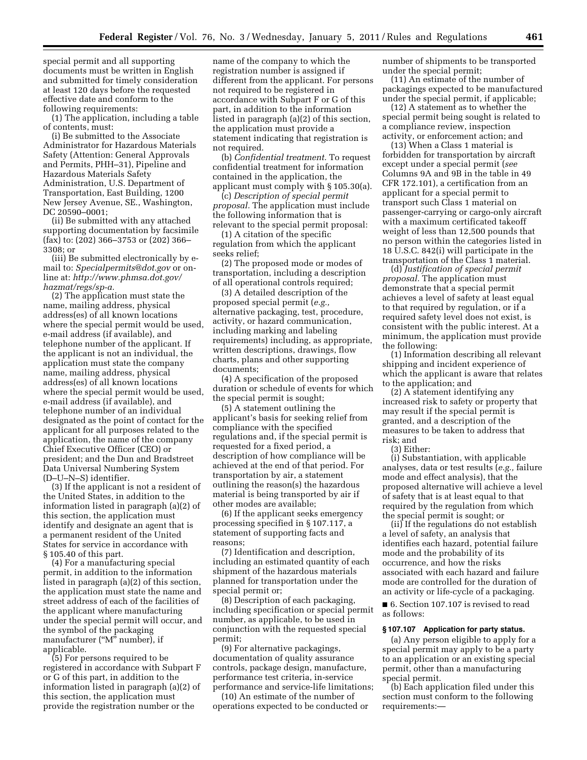special permit and all supporting documents must be written in English and submitted for timely consideration at least 120 days before the requested effective date and conform to the following requirements:

(1) The application, including a table of contents, must:

(i) Be submitted to the Associate Administrator for Hazardous Materials Safety (Attention: General Approvals and Permits, PHH–31), Pipeline and Hazardous Materials Safety Administration, U.S. Department of Transportation, East Building, 1200 New Jersey Avenue, SE., Washington, DC 20590–0001;

(ii) Be submitted with any attached supporting documentation by facsimile (fax) to: (202) 366–3753 or (202) 366–3308; or

(iii) Be submitted electronically by e-mail to: *Specialpermits@dot.gov* or on-line at: *http://www.phmsa.dot.gov/hazmat/regs/sp-a.*

(2) The application must state the name, mailing address, physical address(es) of all known locations where the special permit would be used, e-mail address (if available), and telephone number of the applicant. If the applicant is not an individual, the application must state the company name, mailing address, physical address(es) of all known locations where the special permit would be used, e-mail address (if available), and telephone number of an individual designated as the point of contact for the applicant for all purposes related to the application, the name of the company Chief Executive Officer (CEO) or president; and the Dun and Bradstreet Data Universal Numbering System (D–U–N–S) identifier.

(3) If the applicant is not a resident of the United States, in addition to the information listed in paragraph (a)(2) of this section, the application must identify and designate an agent that is a permanent resident of the United States for service in accordance with § 105.40 of this part.

(4) For a manufacturing special permit, in addition to the information listed in paragraph (a)(2) of this section, the application must state the name and street address of each of the facilities of the applicant where manufacturing under the special permit will occur, and the symbol of the packaging manufacturer ("M" number), if applicable.

(5) For persons required to be registered in accordance with Subpart F or G of this part, in addition to the information listed in paragraph (a)(2) of this section, the application must provide the registration number or the name of the company to which the registration number is assigned if different from the applicant. For persons not required to be registered in accordance with Subpart F or G of this part, in addition to the information listed in paragraph (a)(2) of this section, the application must provide a statement indicating that registration is not required.

(b) *Confidential treatment.* To request confidential treatment for information contained in the application, the applicant must comply with § 105.30(a).

(c) *Description of special permit proposal.* The application must include the following information that is relevant to the special permit proposal:

(1) A citation of the specific regulation from which the applicant seeks relief;

(2) The proposed mode or modes of transportation, including a description of all operational controls required;

(3) A detailed description of the proposed special permit (*e.g.,* alternative packaging, test, procedure, activity, or hazard communication, including marking and labeling requirements) including, as appropriate, written descriptions, drawings, flow charts, plans and other supporting documents;

(4) A specification of the proposed duration or schedule of events for which the special permit is sought;

(5) A statement outlining the applicant's basis for seeking relief from compliance with the specified regulations and, if the special permit is requested for a fixed period, a description of how compliance will be achieved at the end of that period. For transportation by air, a statement outlining the reason(s) the hazardous material is being transported by air if other modes are available;

(6) If the applicant seeks emergency processing specified in § 107.117, a statement of supporting facts and reasons;

(7) Identification and description, including an estimated quantity of each shipment of the hazardous materials planned for transportation under the special permit or;

(8) Description of each packaging, including specification or special permit number, as applicable, to be used in conjunction with the requested special permit;

(9) For alternative packagings, documentation of quality assurance controls, package design, manufacture, performance test criteria, in-service performance and service-life limitations;

(10) An estimate of the number of operations expected to be conducted or number of shipments to be transported under the special permit;

(11) An estimate of the number of packagings expected to be manufactured under the special permit, if applicable;

(12) A statement as to whether the special permit being sought is related to a compliance review, inspection activity, or enforcement action; and

(13) When a Class 1 material is forbidden for transportation by aircraft except under a special permit (*see* Columns 9A and 9B in the table in 49 CFR 172.101), a certification from an applicant for a special permit to transport such Class 1 material on passenger-carrying or cargo-only aircraft with a maximum certificated takeoff weight of less than 12,500 pounds that no person within the categories listed in 18 U.S.C. 842(i) will participate in the transportation of the Class 1 material.

(d) *Justification of special permit proposal.* The application must demonstrate that a special permit achieves a level of safety at least equal to that required by regulation, or if a required safety level does not exist, is consistent with the public interest. At a minimum, the application must provide the following:

(1) Information describing all relevant shipping and incident experience of which the applicant is aware that relates to the application; and

(2) A statement identifying any increased risk to safety or property that may result if the special permit is granted, and a description of the measures to be taken to address that risk; and

(3) Either:

(i) Substantiation, with applicable analyses, data or test results (*e.g.,* failure mode and effect analysis), that the proposed alternative will achieve a level of safety that is at least equal to that required by the regulation from which the special permit is sought; or

(ii) If the regulations do not establish a level of safety, an analysis that identifies each hazard, potential failure mode and the probability of its occurrence, and how the risks associated with each hazard and failure mode are controlled for the duration of an activity or life-cycle of a packaging.

■ 6. Section 107.107 is revised to read as follows:

**§ 107.107 Application for party status.**

(a) Any person eligible to apply for a special permit may apply to be a party to an application or an existing special permit, other than a manufacturing special permit.

(b) Each application filed under this section must conform to the following requirements:—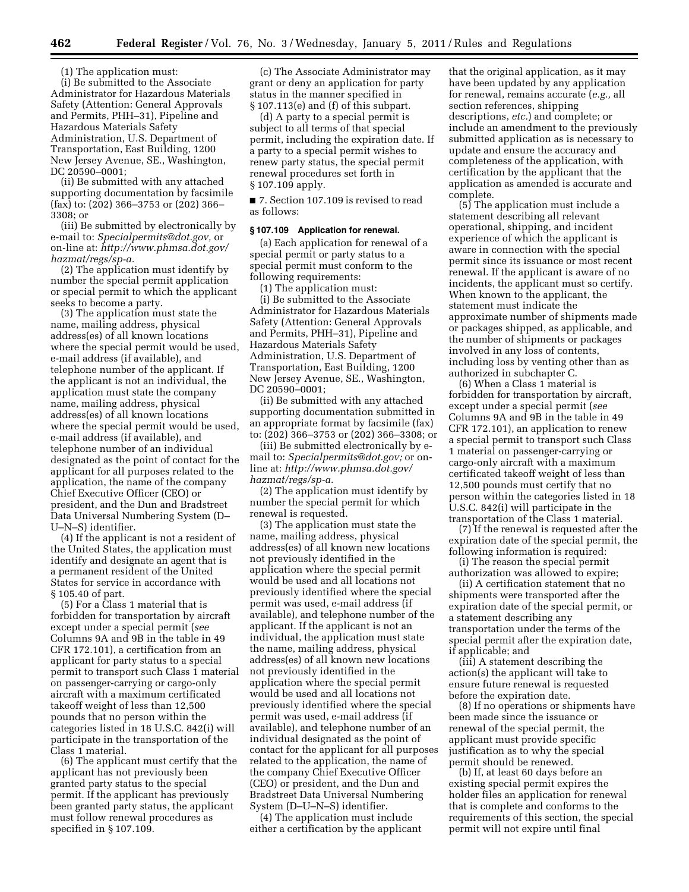(1) The application must:

(i) Be submitted to the Associate Administrator for Hazardous Materials Safety (Attention: General Approvals and Permits, PHH–31), Pipeline and Hazardous Materials Safety Administration, U.S. Department of Transportation, East Building, 1200 New Jersey Avenue, SE., Washington, DC 20590–0001;

(ii) Be submitted with any attached supporting documentation by facsimile (fax) to: (202) 366–3753 or (202) 366–3308; or

(iii) Be submitted by electronically by e-mail to: *Specialpermits@dot.gov,* or on-line at: *http://www.phmsa.dot.gov/hazmat/regs/sp-a.*

(2) The application must identify by number the special permit application or special permit to which the applicant seeks to become a party.

(3) The application must state the name, mailing address, physical address(es) of all known locations where the special permit would be used, e-mail address (if available), and telephone number of the applicant. If the applicant is not an individual, the application must state the company name, mailing address, physical address(es) of all known locations where the special permit would be used, e-mail address (if available), and telephone number of an individual designated as the point of contact for the applicant for all purposes related to the application, the name of the company Chief Executive Officer (CEO) or president, and the Dun and Bradstreet Data Universal Numbering System (D–U–N–S) identifier.

(4) If the applicant is not a resident of the United States, the application must identify and designate an agent that is a permanent resident of the United States for service in accordance with § 105.40 of part.

(5) For a Class 1 material that is forbidden for transportation by aircraft except under a special permit (*see* Columns 9A and 9B in the table in 49 CFR 172.101), a certification from an applicant for party status to a special permit to transport such Class 1 material on passenger-carrying or cargo-only aircraft with a maximum certificated takeoff weight of less than 12,500 pounds that no person within the categories listed in 18 U.S.C. 842(i) will participate in the transportation of the Class 1 material.

(6) The applicant must certify that the applicant has not previously been granted party status to the special permit. If the applicant has previously been granted party status, the applicant must follow renewal procedures as specified in § 107.109.

(c) The Associate Administrator may grant or deny an application for party status in the manner specified in § 107.113(e) and (f) of this subpart.

(d) A party to a special permit is subject to all terms of that special permit, including the expiration date. If a party to a special permit wishes to renew party status, the special permit renewal procedures set forth in § 107.109 apply.

■ 7. Section 107.109 is revised to read as follows:

**§ 107.109 Application for renewal.**

(a) Each application for renewal of a special permit or party status to a special permit must conform to the following requirements:

(1) The application must:

(i) Be submitted to the Associate Administrator for Hazardous Materials Safety (Attention: General Approvals and Permits, PHH–31), Pipeline and Hazardous Materials Safety Administration, U.S. Department of Transportation, East Building, 1200 New Jersey Avenue, SE., Washington, DC 20590–0001;

(ii) Be submitted with any attached supporting documentation submitted in an appropriate format by facsimile (fax) to: (202) 366–3753 or (202) 366–3308; or

(iii) Be submitted electronically by e-mail to: *Specialpermits@dot.gov;* or on-line at: *http://www.phmsa.dot.gov/hazmat/regs/sp-a.*

(2) The application must identify by number the special permit for which renewal is requested.

(3) The application must state the name, mailing address, physical address(es) of all known new locations not previously identified in the application where the special permit would be used and all locations not previously identified where the special permit was used, e-mail address (if available), and telephone number of the applicant. If the applicant is not an individual, the application must state the name, mailing address, physical address(es) of all known new locations not previously identified in the application where the special permit would be used and all locations not previously identified where the special permit was used, e-mail address (if available), and telephone number of an individual designated as the point of contact for the applicant for all purposes related to the application, the name of the company Chief Executive Officer (CEO) or president, and the Dun and Bradstreet Data Universal Numbering System (D–U–N–S) identifier.

(4) The application must include either a certification by the applicant that the original application, as it may have been updated by any application for renewal, remains accurate (*e.g.,* all section references, shipping descriptions, *etc.*) and complete; or include an amendment to the previously submitted application as is necessary to update and ensure the accuracy and completeness of the application, with certification by the applicant that the application as amended is accurate and complete.

(5) The application must include a statement describing all relevant operational, shipping, and incident experience of which the applicant is aware in connection with the special permit since its issuance or most recent renewal. If the applicant is aware of no incidents, the applicant must so certify. When known to the applicant, the statement must indicate the approximate number of shipments made or packages shipped, as applicable, and the number of shipments or packages involved in any loss of contents, including loss by venting other than as authorized in subchapter C.

(6) When a Class 1 material is forbidden for transportation by aircraft, except under a special permit (*see* Columns 9A and 9B in the table in 49 CFR 172.101), an application to renew a special permit to transport such Class 1 material on passenger-carrying or cargo-only aircraft with a maximum certificated takeoff weight of less than 12,500 pounds must certify that no person within the categories listed in 18 U.S.C. 842(i) will participate in the transportation of the Class 1 material.

(7) If the renewal is requested after the expiration date of the special permit, the following information is required:

(i) The reason the special permit authorization was allowed to expire;

(ii) A certification statement that no shipments were transported after the expiration date of the special permit, or a statement describing any transportation under the terms of the special permit after the expiration date, if applicable; and

(iii) A statement describing the action(s) the applicant will take to ensure future renewal is requested before the expiration date.

(8) If no operations or shipments have been made since the issuance or renewal of the special permit, the applicant must provide specific justification as to why the special permit should be renewed.

(b) If, at least 60 days before an existing special permit expires the holder files an application for renewal that is complete and conforms to the requirements of this section, the special permit will not expire until final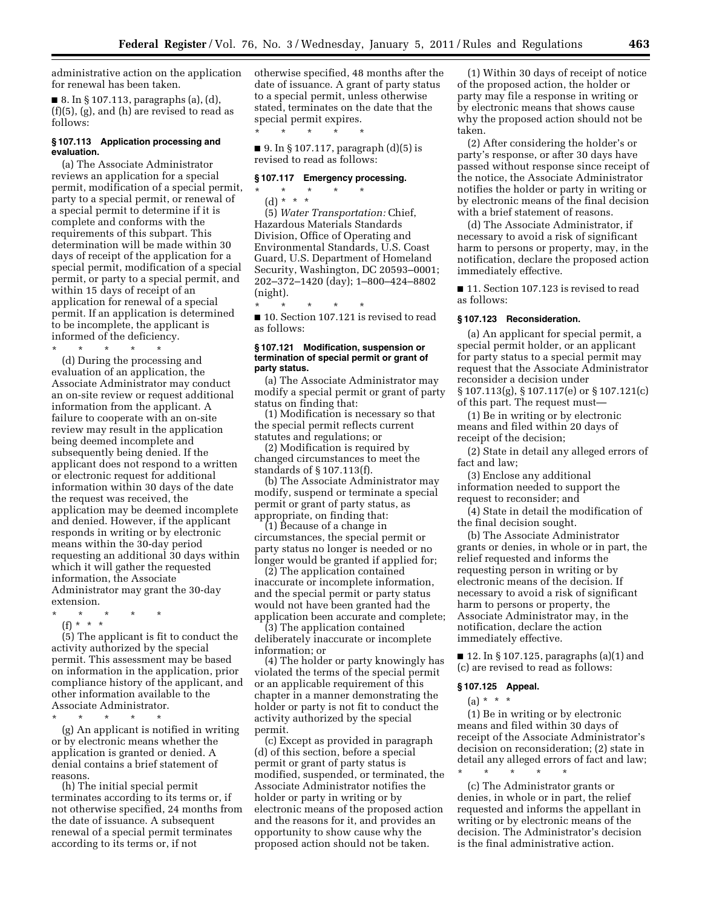administrative action on the application for renewal has been taken.

■ 8. In § 107.113, paragraphs (a), (d), (f)(5), (g), and (h) are revised to read as follows:

### § 107.113 Application processing and evaluation.

(a) The Associate Administrator reviews an application for a special permit, modification of a special permit, party to a special permit, or renewal of a special permit to determine if it is complete and conforms with the requirements of this subpart. This determination will be made within 30 days of receipt of the application for a special permit, modification of a special permit, or party to a special permit, and within 15 days of receipt of an application for renewal of a special permit. If an application is determined to be incomplete, the applicant is informed of the deficiency.

\* \* \* \* \*

(d) During the processing and evaluation of an application, the Associate Administrator may conduct an on-site review or request additional information from the applicant. A failure to cooperate with an on-site review may result in the application being deemed incomplete and subsequently being denied. If the applicant does not respond to a written or electronic request for additional information within 30 days of the date the request was received, the application may be deemed incomplete and denied. However, if the applicant responds in writing or by electronic means within the 30-day period requesting an additional 30 days within which it will gather the requested information, the Associate Administrator may grant the 30-day extension.

\* \* \* \* \*

(f) \* \* \*

(5) The applicant is fit to conduct the activity authorized by the special permit. This assessment may be based on information in the application, prior compliance history of the applicant, and other information available to the Associate Administrator.

\* \* \* \* \*

(g) An applicant is notified in writing or by electronic means whether the application is granted or denied. A denial contains a brief statement of reasons.

(h) The initial special permit terminates according to its terms or, if not otherwise specified, 24 months from the date of issuance. A subsequent renewal of a special permit terminates according to its terms or, if not otherwise specified, 48 months after the date of issuance. A grant of party status to a special permit, unless otherwise stated, terminates on the date that the special permit expires.

\* \* \* \* \*

■ 9. In § 107.117, paragraph (d)(5) is revised to read as follows:

### § 107.117 Emergency processing.

\* \* \* \* \*

(d) \* \* \*

(5) *Water Transportation:* Chief, Hazardous Materials Standards Division, Office of Operating and Environmental Standards, U.S. Coast Guard, U.S. Department of Homeland Security, Washington, DC 20593–0001; 202–372–1420 (day); 1–800–424–8802 (night).

\* \* \* \* \*

■ 10. Section 107.121 is revised to read as follows:

### § 107.121 Modification, suspension or termination of special permit or grant of party status.

(a) The Associate Administrator may modify a special permit or grant of party status on finding that:

(1) Modification is necessary so that the special permit reflects current statutes and regulations; or

(2) Modification is required by changed circumstances to meet the standards of § 107.113(f).

(b) The Associate Administrator may modify, suspend or terminate a special permit or grant of party status, as appropriate, on finding that:

(1) Because of a change in circumstances, the special permit or party status no longer is needed or no longer would be granted if applied for;

(2) The application contained inaccurate or incomplete information, and the special permit or party status would not have been granted had the application been accurate and complete;

(3) The application contained deliberately inaccurate or incomplete information; or

(4) The holder or party knowingly has violated the terms of the special permit or an applicable requirement of this chapter in a manner demonstrating the holder or party is not fit to conduct the activity authorized by the special permit.

(c) Except as provided in paragraph (d) of this section, before a special permit or grant of party status is modified, suspended, or terminated, the Associate Administrator notifies the holder or party in writing or by electronic means of the proposed action and the reasons for it, and provides an opportunity to show cause why the proposed action should not be taken.

(1) Within 30 days of receipt of notice of the proposed action, the holder or party may file a response in writing or by electronic means that shows cause why the proposed action should not be taken.

(2) After considering the holder's or party's response, or after 30 days have passed without response since receipt of the notice, the Associate Administrator notifies the holder or party in writing or by electronic means of the final decision with a brief statement of reasons.

(d) The Associate Administrator, if necessary to avoid a risk of significant harm to persons or property, may, in the notification, declare the proposed action immediately effective.

■ 11. Section 107.123 is revised to read as follows:

### § 107.123 Reconsideration.

(a) An applicant for special permit, a special permit holder, or an applicant for party status to a special permit may request that the Associate Administrator reconsider a decision under § 107.113(g), § 107.117(e) or § 107.121(c) of this part. The request must—

(1) Be in writing or by electronic means and filed within 20 days of receipt of the decision;

(2) State in detail any alleged errors of fact and law;

(3) Enclose any additional information needed to support the request to reconsider; and

(4) State in detail the modification of the final decision sought.

(b) The Associate Administrator grants or denies, in whole or in part, the relief requested and informs the requesting person in writing or by electronic means of the decision. If necessary to avoid a risk of significant harm to persons or property, the Associate Administrator may, in the notification, declare the action immediately effective.

■ 12. In § 107.125, paragraphs (a)(1) and (c) are revised to read as follows:

### § 107.125 Appeal.

(a) \* \* \*

(1) Be in writing or by electronic means and filed within 30 days of receipt of the Associate Administrator's decision on reconsideration; (2) state in detail any alleged errors of fact and law;

\* \* \* \* \*

(c) The Administrator grants or denies, in whole or in part, the relief requested and informs the appellant in writing or by electronic means of the decision. The Administrator's decision is the final administrative action.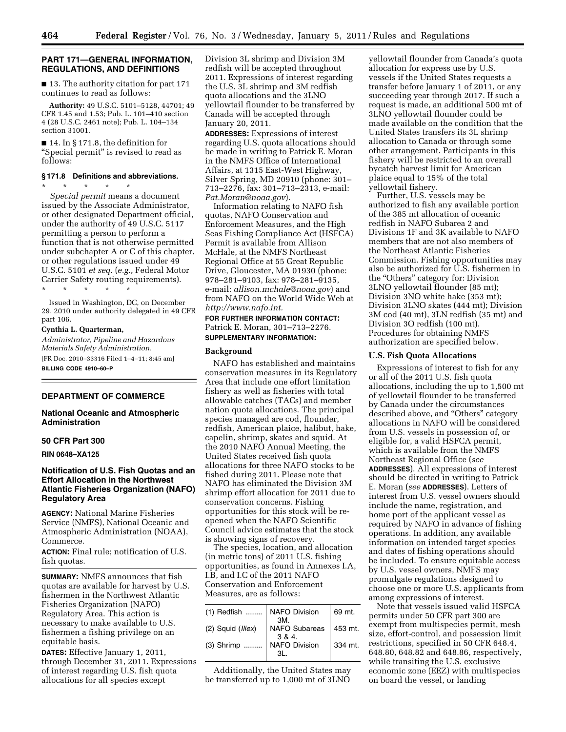## PART 171—GENERAL INFORMATION, REGULATIONS, AND DEFINITIONS

■ 13. The authority citation for part 171 continues to read as follows:

**Authority:** 49 U.S.C. 5101–5128, 44701; 49 CFR 1.45 and 1.53; Pub. L. 101–410 section 4 (28 U.S.C. 2461 note); Pub. L. 104–134 section 31001.

■ 14. In § 171.8, the definition for "Special permit" is revised to read as follows:

### § 171.8 Definitions and abbreviations.

\* \* \* \* \*

*Special permit* means a document issued by the Associate Administrator, or other designated Department official, under the authority of 49 U.S.C. 5117 permitting a person to perform a function that is not otherwise permitted under subchapter A or C of this chapter, or other regulations issued under 49 U.S.C. 5101 *et seq.* (*e.g.,* Federal Motor Carrier Safety routing requirements).

\* \* \* \* \*

Issued in Washington, DC, on December 29, 2010 under authority delegated in 49 CFR part 106.

**Cynthia L. Quarterman,**

*Administrator, Pipeline and Hazardous Materials Safety Administration.*

[FR Doc. 2010–33316 Filed 1–4–11; 8:45 am]

**BILLING CODE 4910–60–P**

---

## DEPARTMENT OF COMMERCE

### National Oceanic and Atmospheric Administration

### 50 CFR Part 300

**RIN 0648–XA125**

### Notification of U.S. Fish Quotas and an Effort Allocation in the Northwest Atlantic Fisheries Organization (NAFO) Regulatory Area

**AGENCY:** National Marine Fisheries Service (NMFS), National Oceanic and Atmospheric Administration (NOAA), Commerce.

**ACTION:** Final rule; notification of U.S. fish quotas.

**SUMMARY:** NMFS announces that fish quotas are available for harvest by U.S. fishermen in the Northwest Atlantic Fisheries Organization (NAFO) Regulatory Area. This action is necessary to make available to U.S. fishermen a fishing privilege on an equitable basis.

**DATES:** Effective January 1, 2011, through December 31, 2011. Expressions of interest regarding U.S. fish quota allocations for all species except Division 3L shrimp and Division 3M redfish will be accepted throughout 2011. Expressions of interest regarding the U.S. 3L shrimp and 3M redfish quota allocations and the 3LNO yellowtail flounder to be transferred by Canada will be accepted through January 20, 2011.

**ADDRESSES:** Expressions of interest regarding U.S. quota allocations should be made in writing to Patrick E. Moran in the NMFS Office of International Affairs, at 1315 East-West Highway, Silver Spring, MD 20910 (phone: 301–713–2276, fax: 301–713–2313, e-mail: *Pat.Moran@noaa.gov*).

Information relating to NAFO fish quotas, NAFO Conservation and Enforcement Measures, and the High Seas Fishing Compliance Act (HSFCA) Permit is available from Allison McHale, at the NMFS Northeast Regional Office at 55 Great Republic Drive, Gloucester, MA 01930 (phone: 978–281–9103, fax: 978–281–9135, e-mail: *allison.mchale@noaa.gov*) and from NAFO on the World Wide Web at *http://www.nafo.int.*

**FOR FURTHER INFORMATION CONTACT:** Patrick E. Moran, 301–713–2276.

**SUPPLEMENTARY INFORMATION:**

### Background

NAFO has established and maintains conservation measures in its Regulatory Area that include one effort limitation fishery as well as fisheries with total allowable catches (TACs) and member nation quota allocations. The principal species managed are cod, flounder, redfish, American plaice, halibut, hake, capelin, shrimp, skates and squid. At the 2010 NAFO Annual Meeting, the United States received fish quota allocations for three NAFO stocks to be fished during 2011. Please note that NAFO has eliminated the Division 3M shrimp effort allocation for 2011 due to conservation concerns. Fishing opportunities for this stock will be re-opened when the NAFO Scientific Council advice estimates that the stock is showing signs of recovery.

The species, location, and allocation (in metric tons) of 2011 U.S. fishing opportunities, as found in Annexes I.A, I.B, and I.C of the 2011 NAFO Conservation and Enforcement Measures, are as follows:

| | | |
|---|---|---|
| (1) Redfish | NAFO Division 3M. | 69 mt. |
| (2) Squid (*Illex*) | NAFO Subareas 3 & 4. | 453 mt. |
| (3) Shrimp | NAFO Division 3L. | 334 mt. |

Additionally, the United States may be transferred up to 1,000 mt of 3LNO yellowtail flounder from Canada's quota allocation for express use by U.S. vessels if the United States requests a transfer before January 1 of 2011, or any succeeding year through 2017. If such a request is made, an additional 500 mt of 3LNO yellowtail flounder could be made available on the condition that the United States transfers its 3L shrimp allocation to Canada or through some other arrangement. Participants in this fishery will be restricted to an overall bycatch harvest limit for American plaice equal to 15% of the total yellowtail fishery.

Further, U.S. vessels may be authorized to fish any available portion of the 385 mt allocation of oceanic redfish in NAFO Subarea 2 and Divisions 1F and 3K available to NAFO members that are not also members of the Northeast Atlantic Fisheries Commission. Fishing opportunities may also be authorized for U.S. fishermen in the "Others" category for: Division 3LNO yellowtail flounder (85 mt); Division 3NO white hake (353 mt); Division 3LNO skates (444 mt); Division 3M cod (40 mt), 3LN redfish (35 mt) and Division 3O redfish (100 mt). Procedures for obtaining NMFS authorization are specified below.

### U.S. Fish Quota Allocations

Expressions of interest to fish for any or all of the 2011 U.S. fish quota allocations, including the up to 1,500 mt of yellowtail flounder to be transferred by Canada under the circumstances described above, and "Others" category allocations in NAFO will be considered from U.S. vessels in possession of, or eligible for, a valid HSFCA permit, which is available from the NMFS Northeast Regional Office (*see* **ADDRESSES**). All expressions of interest should be directed in writing to Patrick E. Moran (*see* **ADDRESSES**). Letters of interest from U.S. vessel owners should include the name, registration, and home port of the applicant vessel as required by NAFO in advance of fishing operations. In addition, any available information on intended target species and dates of fishing operations should be included. To ensure equitable access by U.S. vessel owners, NMFS may promulgate regulations designed to choose one or more U.S. applicants from among expressions of interest.

Note that vessels issued valid HSFCA permits under 50 CFR part 300 are exempt from multispecies permit, mesh size, effort-control, and possession limit restrictions, specified in 50 CFR 648.4, 648.80, 648.82 and 648.86, respectively, while transiting the U.S. exclusive economic zone (EEZ) with multispecies on board the vessel, or landing